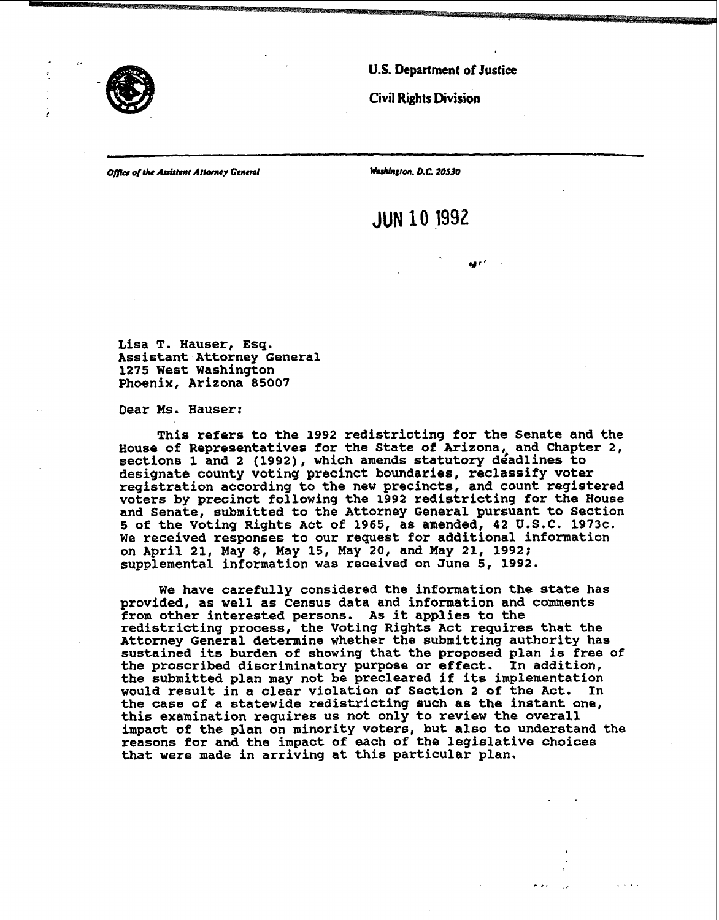**U.S. Department of Justice**

**Civil Rights Division**

*Office of the Assistant Attorney General*

*Washington, D.C. 20530*

JUN 10 1992

Lisa T. Hauser, Esq.
Assistant Attorney General
1275 West Washington
Phoenix, Arizona 85007

Dear Ms. Hauser:

This refers to the 1992 redistricting for the Senate and the House of Representatives for the State of Arizona, and Chapter 2, sections 1 and 2 (1992), which amends statutory deadlines to designate county voting precinct boundaries, reclassify voter registration according to the new precincts, and count registered voters by precinct following the 1992 redistricting for the House and Senate, submitted to the Attorney General pursuant to Section 5 of the Voting Rights Act of 1965, as amended, 42 U.S.C. 1973c. We received responses to our request for additional information on April 21, May 8, May 15, May 20, and May 21, 1992; supplemental information was received on June 5, 1992.

We have carefully considered the information the state has provided, as well as Census data and information and comments from other interested persons. As it applies to the redistricting process, the Voting Rights Act requires that the Attorney General determine whether the submitting authority has sustained its burden of showing that the proposed plan is free of the proscribed discriminatory purpose or effect. In addition, the submitted plan may not be precleared if its implementation would result in a clear violation of Section 2 of the Act. In the case of a statewide redistricting such as the instant one, this examination requires us not only to review the overall impact of the plan on minority voters, but also to understand the reasons for and the impact of each of the legislative choices that were made in arriving at this particular plan.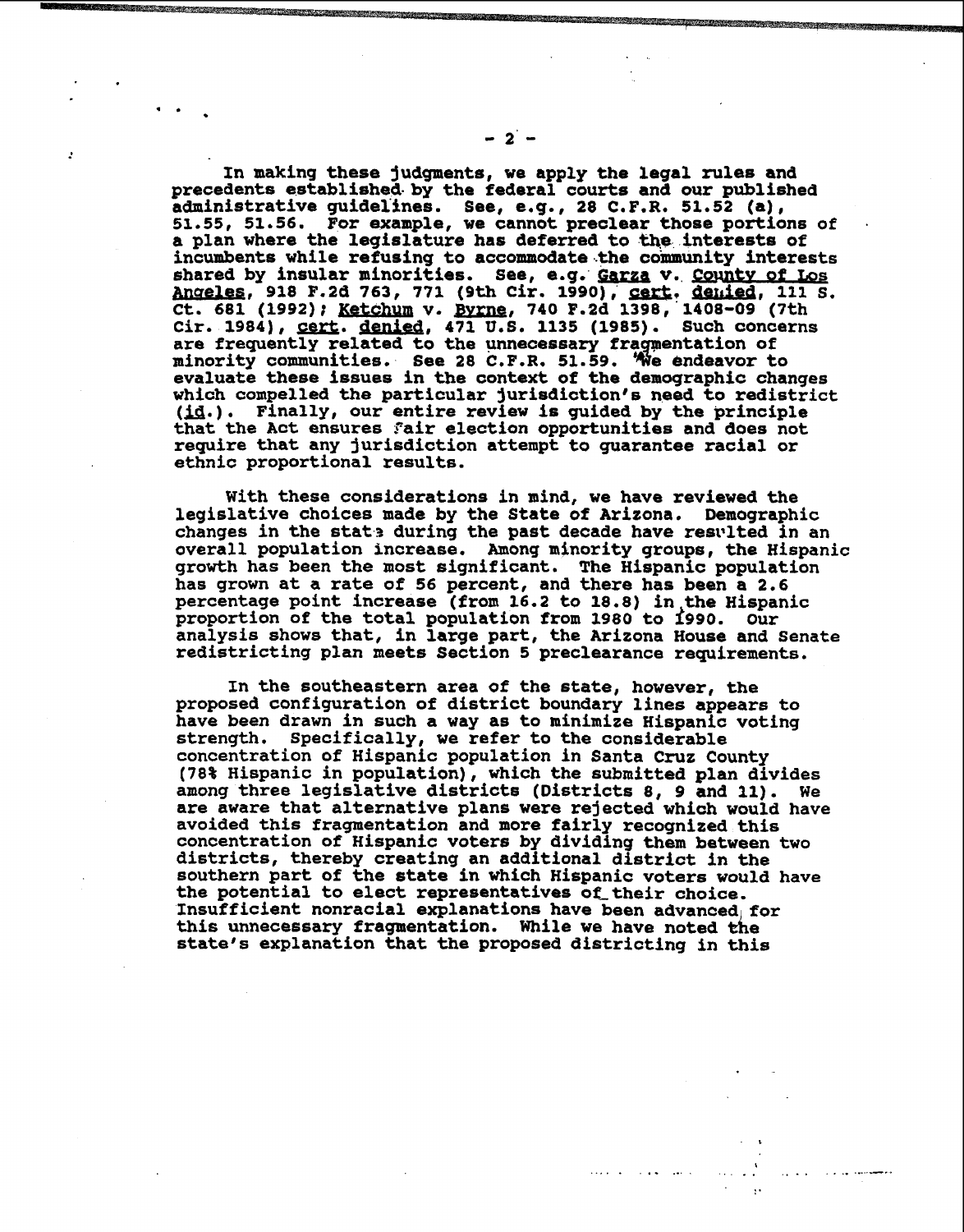In making these judgments, we apply the legal rules and precedents established by the federal courts and our published administrative guidelines. See, e.g., 28 C.F.R. 51.52 (a), 51.55, 51.56. For example, we cannot preclear those portions of a plan where the legislature has deferred to the interests of incumbents while refusing to accommodate the community interests shared by insular minorities. See, e.g. Garza v. County of Los Angeles, 918 F.2d 763, 771 (9th Cir. 1990), cert. denied, 111 S. Ct. 681 (1992); Ketchum v. Byrne, 740 F.2d 1398, 1408-09 (7th Cir. 1984), cert. denied, 471 U.S. 1135 (1985). Such concerns are frequently related to the unnecessary fragmentation of minority communities. See 28 C.F.R. 51.59. We endeavor to evaluate these issues in the context of the demographic changes which compelled the particular jurisdiction's need to redistrict (id.). Finally, our entire review is guided by the principle that the Act ensures fair election opportunities and does not require that any jurisdiction attempt to guarantee racial or ethnic proportional results.

With these considerations in mind, we have reviewed the legislative choices made by the State of Arizona. Demographic changes in the state during the past decade have resulted in an overall population increase. Among minority groups, the Hispanic growth has been the most significant. The Hispanic population has grown at a rate of 56 percent, and there has been a 2.6 percentage point increase (from 16.2 to 18.8) in the Hispanic proportion of the total population from 1980 to 1990. Our analysis shows that, in large part, the Arizona House and Senate redistricting plan meets Section 5 preclearance requirements.

In the southeastern area of the state, however, the proposed configuration of district boundary lines appears to have been drawn in such a way as to minimize Hispanic voting strength. Specifically, we refer to the considerable concentration of Hispanic population in Santa Cruz County (78% Hispanic in population), which the submitted plan divides among three legislative districts (Districts 8, 9 and 11). We are aware that alternative plans were rejected which would have avoided this fragmentation and more fairly recognized this concentration of Hispanic voters by dividing them between two districts, thereby creating an additional district in the southern part of the state in which Hispanic voters would have the potential to elect representatives of their choice. Insufficient nonracial explanations have been advanced for this unnecessary fragmentation. While we have noted the state's explanation that the proposed districting in this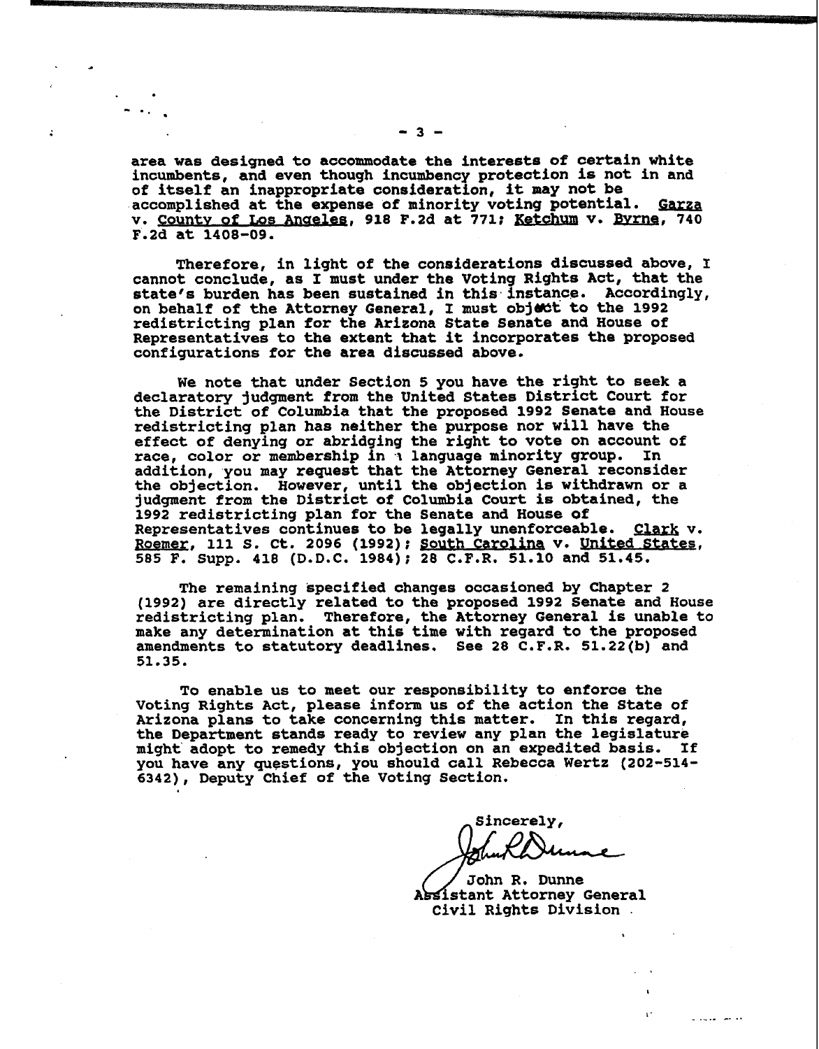area was designed to accommodate the interests of certain white incumbents, and even though incumbency protection is not in and of itself an inappropriate consideration, it may not be accomplished at the expense of minority voting potential. Garza v. County of Los Angeles, 918 F.2d at 771; Ketchum v. Byrne, 740 F.2d at 1408-09.

Therefore, in light of the considerations discussed above, I cannot conclude, as I must under the Voting Rights Act, that the state's burden has been sustained in this instance. Accordingly, on behalf of the Attorney General, I must object to the 1992 redistricting plan for the Arizona State Senate and House of Representatives to the extent that it incorporates the proposed configurations for the area discussed above.

We note that under Section 5 you have the right to seek a declaratory judgment from the United States District Court for the District of Columbia that the proposed 1992 Senate and House redistricting plan has neither the purpose nor will have the effect of denying or abridging the right to vote on account of race, color or membership in a language minority group. In addition, you may request that the Attorney General reconsider the objection. However, until the objection is withdrawn or a judgment from the District of Columbia Court is obtained, the 1992 redistricting plan for the Senate and House of Representatives continues to be legally unenforceable. Clark v. Roemer, 111 S. Ct. 2096 (1992); South Carolina v. United States, 585 F. Supp. 418 (D.D.C. 1984); 28 C.F.R. 51.10 and 51.45.

The remaining specified changes occasioned by Chapter 2 (1992) are directly related to the proposed 1992 Senate and House redistricting plan. Therefore, the Attorney General is unable to make any determination at this time with regard to the proposed amendments to statutory deadlines. See 28 C.F.R. 51.22(b) and 51.35.

To enable us to meet our responsibility to enforce the Voting Rights Act, please inform us of the action the State of Arizona plans to take concerning this matter. In this regard, the Department stands ready to review any plan the legislature might adopt to remedy this objection on an expedited basis. If you have any questions, you should call Rebecca Wertz (202-514-6342), Deputy Chief of the Voting Section.

Sincerely,

John R. Dunne
Assistant Attorney General
Civil Rights Division